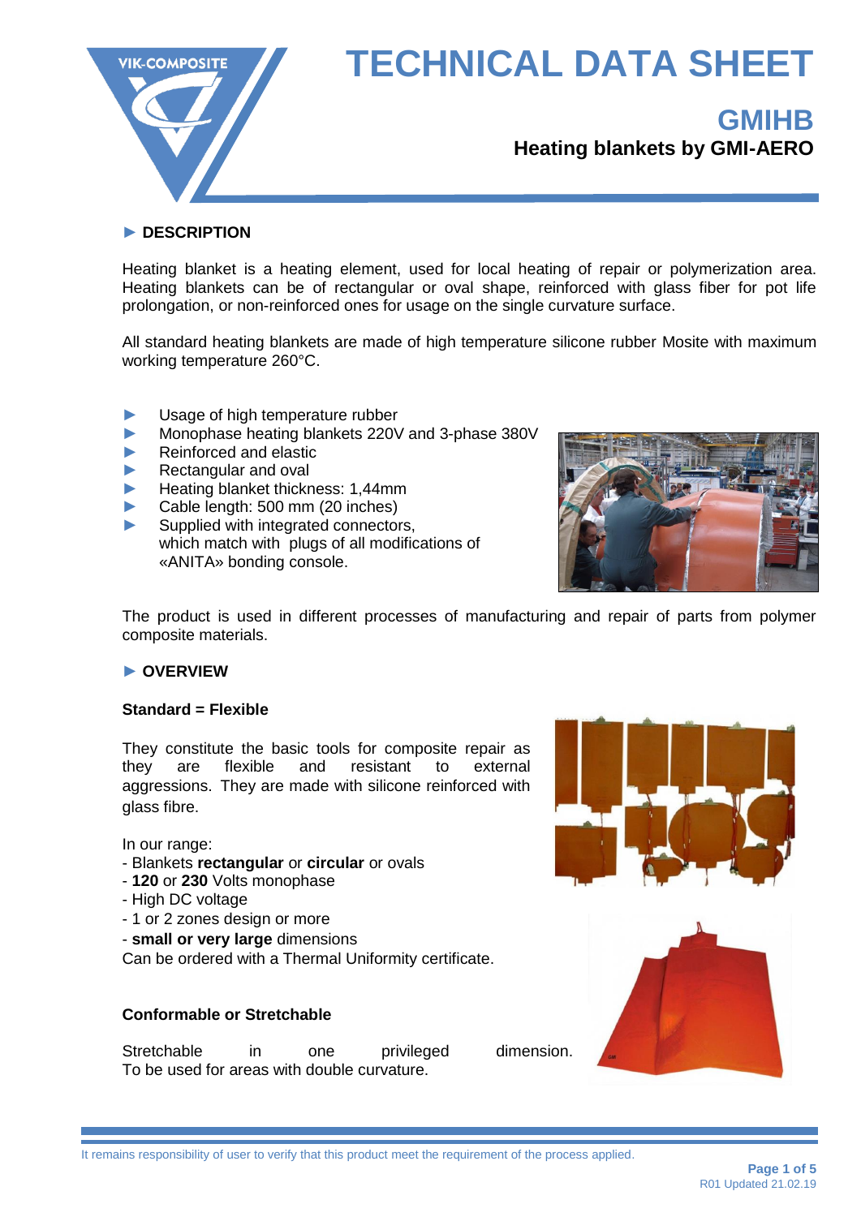# TECHNICAL DATA SHEET

## GMIHB

### Heating blankets by GMI-AERO

## ► DESCRIPTION

Heating blanket is a heating element, used for local heating of repair or polymerization area. Heating blankets can be of rectangular or oval shape, reinforced with glass fiber for pot life prolongation, or non-reinforced ones for usage on the single curvature surface.

All standard heating blankets are made of high temperature silicone rubber Mosite with maximum working temperature 260°C.

- Usage of high temperature rubber
- Monophase heating blankets 220V and 3-phase 380V
- Reinforced and elastic
- Rectangular and oval
- Heating blanket thickness: 1,44mm
- Cable length: 500 mm (20 inches)
- Supplied with integrated connectors, which match with plugs of all modifications of «ANITA» bonding console.

The product is used in different processes of manufacturing and repair of parts from polymer composite materials.

## ► OVERVIEW

**Standard = Flexible**

They constitute the basic tools for composite repair as they are flexible and resistant to external aggressions. They are made with silicone reinforced with glass fibre.

In our range:
- Blankets **rectangular** or **circular** or ovals
- **120** or **230** Volts monophase
- High DC voltage
- 1 or 2 zones design or more
- **small or very large** dimensions

Can be ordered with a Thermal Uniformity certificate.

**Conformable or Stretchable**

Stretchable in one privileged dimension.
To be used for areas with double curvature.

It remains responsibility of user to verify that this product meet the requirement of the process applied.

R01 Updated 21.02.19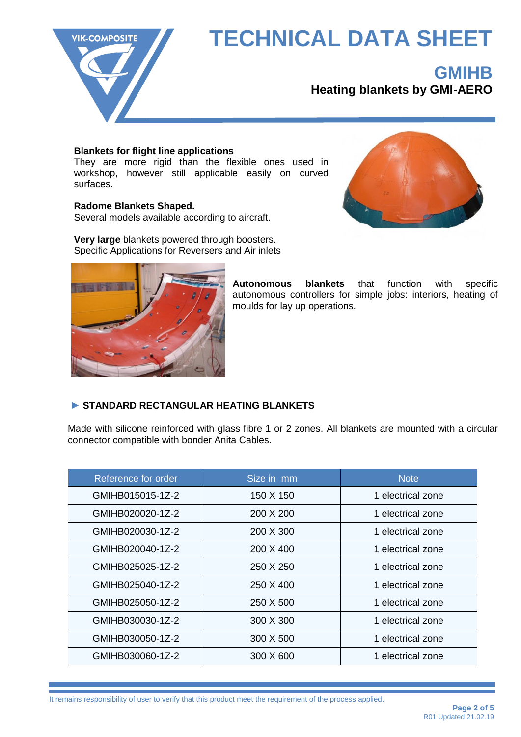**Blanks for flight line applications**
They are more rigid than the flexible ones used in workshop, however still applicable easily on curved surfaces.

**Radome Blankets Shaped.**
Several models available according to aircraft.

**Very large** blankets powered through boosters.
Specific Applications for Reversers and Air inlets

**Autonomous blankets** that function with specific autonomous controllers for simple jobs: interiors, heating of moulds for lay up operations.

## ► STANDARD RECTANGULAR HEATING BLANKETS

Made with silicone reinforced with glass fibre 1 or 2 zones. All blankets are mounted with a circular connector compatible with bonder Anita Cables.

| Reference for order | Size in mm | Note |
|---|---|---|
| GMIHB015015-1Z-2 | 150 X 150 | 1 electrical zone |
| GMIHB020020-1Z-2 | 200 X 200 | 1 electrical zone |
| GMIHB020030-1Z-2 | 200 X 300 | 1 electrical zone |
| GMIHB020040-1Z-2 | 200 X 400 | 1 electrical zone |
| GMIHB025025-1Z-2 | 250 X 250 | 1 electrical zone |
| GMIHB025040-1Z-2 | 250 X 400 | 1 electrical zone |
| GMIHB025050-1Z-2 | 250 X 500 | 1 electrical zone |
| GMIHB030030-1Z-2 | 300 X 300 | 1 electrical zone |
| GMIHB030050-1Z-2 | 300 X 500 | 1 electrical zone |
| GMIHB030060-1Z-2 | 300 X 600 | 1 electrical zone |

It remains responsibility of user to verify that this product meet the requirement of the process applied.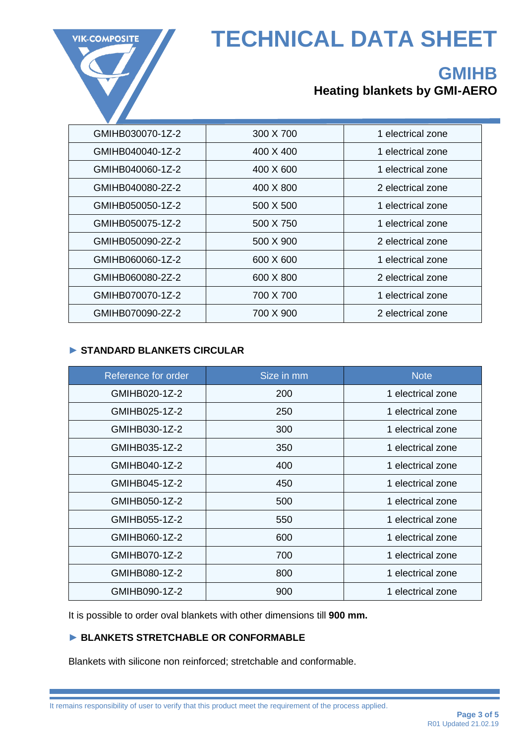| | | |
|---|---|---|
| GMIHB030070-1Z-2 | 300 X 700 | 1 electrical zone |
| GMIHB040040-1Z-2 | 400 X 400 | 1 electrical zone |
| GMIHB040060-1Z-2 | 400 X 600 | 1 electrical zone |
| GMIHB040080-2Z-2 | 400 X 800 | 2 electrical zone |
| GMIHB050050-1Z-2 | 500 X 500 | 1 electrical zone |
| GMIHB050075-1Z-2 | 500 X 750 | 1 electrical zone |
| GMIHB050090-2Z-2 | 500 X 900 | 2 electrical zone |
| GMIHB060060-1Z-2 | 600 X 600 | 1 electrical zone |
| GMIHB060080-2Z-2 | 600 X 800 | 2 electrical zone |
| GMIHB070070-1Z-2 | 700 X 700 | 1 electrical zone |
| GMIHB070090-2Z-2 | 700 X 900 | 2 electrical zone |

### ► STANDARD BLANKETS CIRCULAR

| Reference for order | Size in mm | Note |
|---|---|---|
| GMIHB020-1Z-2 | 200 | 1 electrical zone |
| GMIHB025-1Z-2 | 250 | 1 electrical zone |
| GMIHB030-1Z-2 | 300 | 1 electrical zone |
| GMIHB035-1Z-2 | 350 | 1 electrical zone |
| GMIHB040-1Z-2 | 400 | 1 electrical zone |
| GMIHB045-1Z-2 | 450 | 1 electrical zone |
| GMIHB050-1Z-2 | 500 | 1 electrical zone |
| GMIHB055-1Z-2 | 550 | 1 electrical zone |
| GMIHB060-1Z-2 | 600 | 1 electrical zone |
| GMIHB070-1Z-2 | 700 | 1 electrical zone |
| GMIHB080-1Z-2 | 800 | 1 electrical zone |
| GMIHB090-1Z-2 | 900 | 1 electrical zone |

It is possible to order oval blankets with other dimensions till **900 mm.**

### ► BLANKETS STRETCHABLE OR CONFORMABLE

Blankets with silicone non reinforced; stretchable and conformable.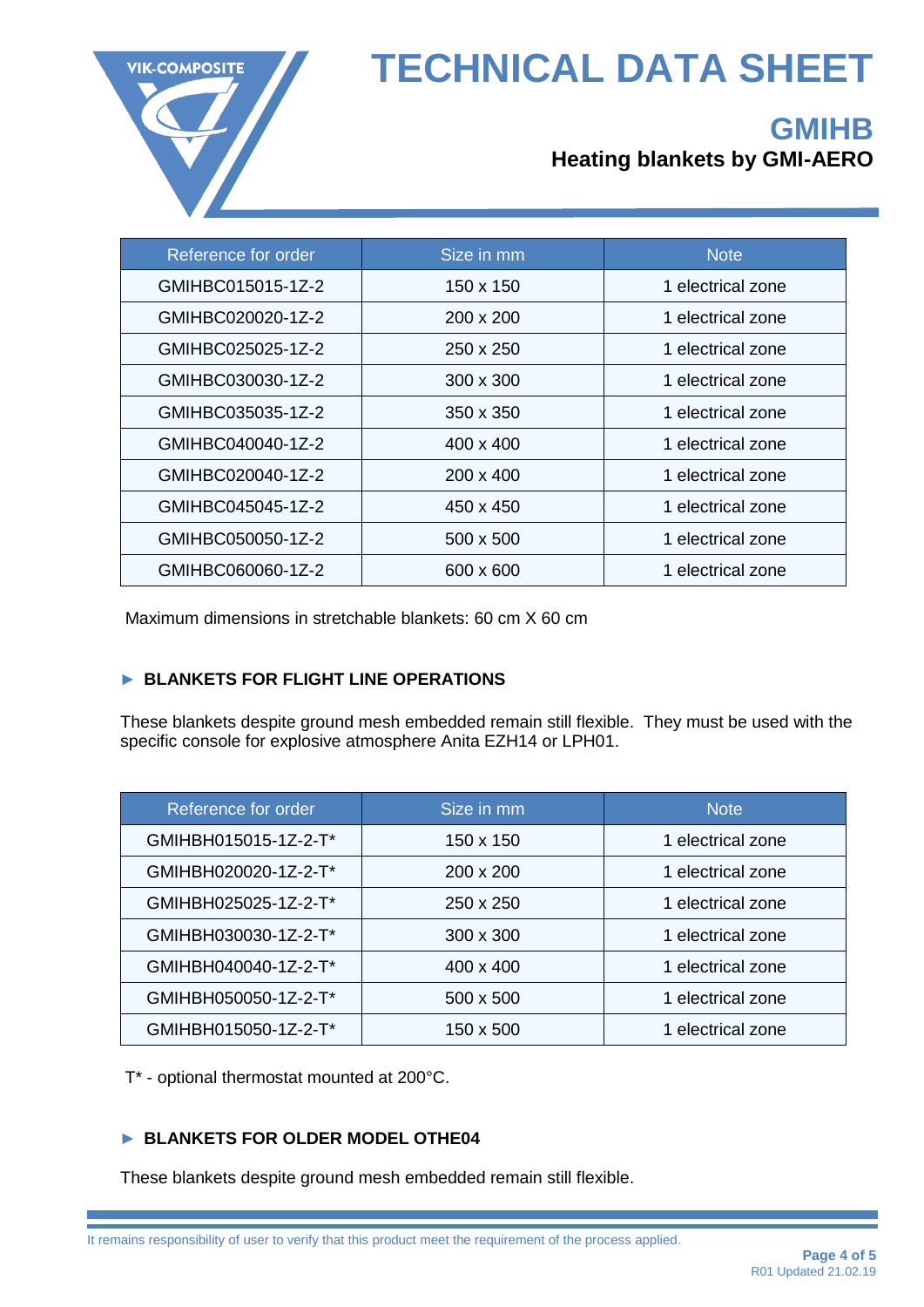| Reference for order | Size in mm | Note |
|---|---|---|
| GMIHBC015015-1Z-2 | 150 x 150 | 1 electrical zone |
| GMIHBC020020-1Z-2 | 200 x 200 | 1 electrical zone |
| GMIHBC025025-1Z-2 | 250 x 250 | 1 electrical zone |
| GMIHBC030030-1Z-2 | 300 x 300 | 1 electrical zone |
| GMIHBC035035-1Z-2 | 350 x 350 | 1 electrical zone |
| GMIHBC040040-1Z-2 | 400 x 400 | 1 electrical zone |
| GMIHBC020040-1Z-2 | 200 x 400 | 1 electrical zone |
| GMIHBC045045-1Z-2 | 450 x 450 | 1 electrical zone |
| GMIHBC050050-1Z-2 | 500 x 500 | 1 electrical zone |
| GMIHBC060060-1Z-2 | 600 x 600 | 1 electrical zone |

Maximum dimensions in stretchable blankets: 60 cm X 60 cm

### ► BLANKETS FOR FLIGHT LINE OPERATIONS

These blankets despite ground mesh embedded remain still flexible. They must be used with the specific console for explosive atmosphere Anita EZH14 or LPH01.

| Reference for order | Size in mm | Note |
|---|---|---|
| GMIHBH015015-1Z-2-T* | 150 x 150 | 1 electrical zone |
| GMIHBH020020-1Z-2-T* | 200 x 200 | 1 electrical zone |
| GMIHBH025025-1Z-2-T* | 250 x 250 | 1 electrical zone |
| GMIHBH030030-1Z-2-T* | 300 x 300 | 1 electrical zone |
| GMIHBH040040-1Z-2-T* | 400 x 400 | 1 electrical zone |
| GMIHBH050050-1Z-2-T* | 500 x 500 | 1 electrical zone |
| GMIHBH015050-1Z-2-T* | 150 x 500 | 1 electrical zone |

T* - optional thermostat mounted at 200°C.

### ► BLANKETS FOR OLDER MODEL OTHE04

These blankets despite ground mesh embedded remain still flexible.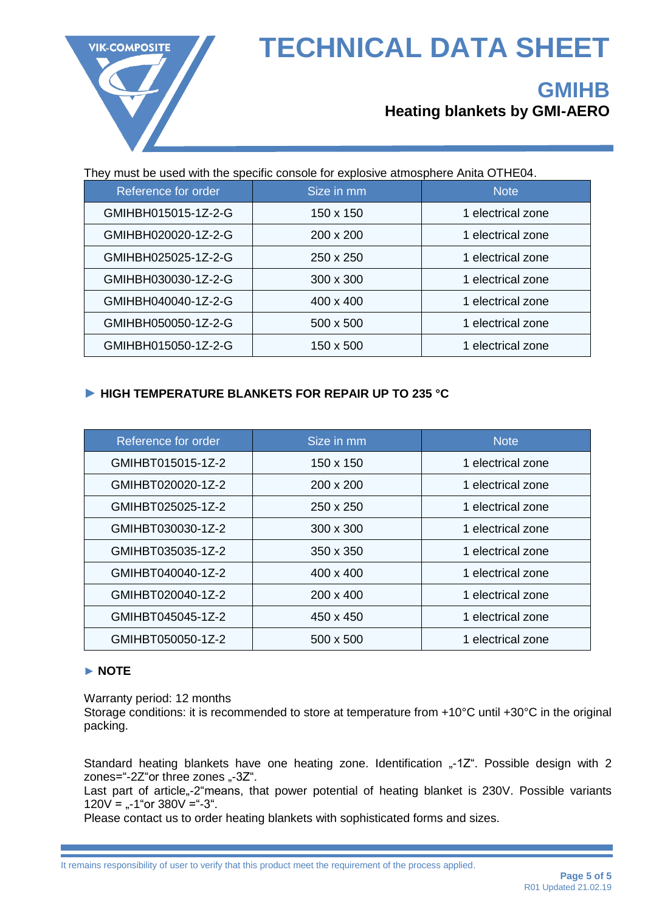They must be used with the specific console for explosive atmosphere Anita OTHE04.

| Reference for order | Size in mm | Note |
|---|---|---|
| GMIHBH015015-1Z-2-G | 150 x 150 | 1 electrical zone |
| GMIHBH020020-1Z-2-G | 200 x 200 | 1 electrical zone |
| GMIHBH025025-1Z-2-G | 250 x 250 | 1 electrical zone |
| GMIHBH030030-1Z-2-G | 300 x 300 | 1 electrical zone |
| GMIHBH040040-1Z-2-G | 400 x 400 | 1 electrical zone |
| GMIHBH050050-1Z-2-G | 500 x 500 | 1 electrical zone |
| GMIHBH015050-1Z-2-G | 150 x 500 | 1 electrical zone |

### ► HIGH TEMPERATURE BLANKETS FOR REPAIR UP TO 235 °C

| Reference for order | Size in mm | Note |
|---|---|---|
| GMIHBT015015-1Z-2 | 150 x 150 | 1 electrical zone |
| GMIHBT020020-1Z-2 | 200 x 200 | 1 electrical zone |
| GMIHBT025025-1Z-2 | 250 x 250 | 1 electrical zone |
| GMIHBT030030-1Z-2 | 300 x 300 | 1 electrical zone |
| GMIHBT035035-1Z-2 | 350 x 350 | 1 electrical zone |
| GMIHBT040040-1Z-2 | 400 x 400 | 1 electrical zone |
| GMIHBT020040-1Z-2 | 200 x 400 | 1 electrical zone |
| GMIHBT045045-1Z-2 | 450 x 450 | 1 electrical zone |
| GMIHBT050050-1Z-2 | 500 x 500 | 1 electrical zone |

### ► NOTE

Warranty period: 12 months
Storage conditions: it is recommended to store at temperature from +10°C until +30°C in the original packing.

Standard heating blankets have one heating zone. Identification „-1Z“. Possible design with 2 zones="-2Z"or three zones „-3Z“.
Last part of article„-2"means, that power potential of heating blanket is 230V. Possible variants 120V = „-1"or 380V ="-3".
Please contact us to order heating blankets with sophisticated forms and sizes.

It remains responsibility of user to verify that this product meet the requirement of the process applied.

R01 Updated 21.02.19